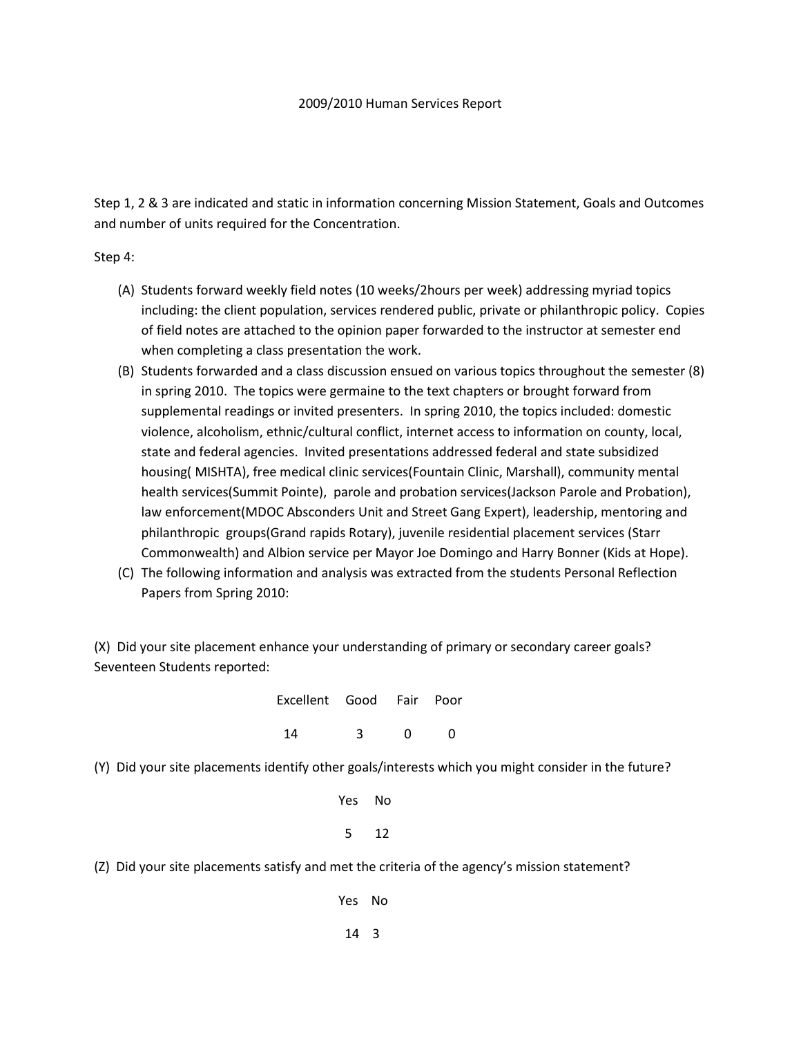# 2009/2010 Human Services Report

Step 1, 2 & 3 are indicated and static in information concerning Mission Statement, Goals and Outcomes and number of units required for the Concentration.

Step 4:

(A) Students forward weekly field notes (10 weeks/2hours per week) addressing myriad topics including: the client population, services rendered public, private or philanthropic policy. Copies of field notes are attached to the opinion paper forwarded to the instructor at semester end when completing a class presentation the work.

(B) Students forwarded and a class discussion ensued on various topics throughout the semester (8) in spring 2010. The topics were germaine to the text chapters or brought forward from supplemental readings or invited presenters. In spring 2010, the topics included: domestic violence, alcoholism, ethnic/cultural conflict, internet access to information on county, local, state and federal agencies. Invited presentations addressed federal and state subsidized housing( MISHTA), free medical clinic services(Fountain Clinic, Marshall), community mental health services(Summit Pointe), parole and probation services(Jackson Parole and Probation), law enforcement(MDOC Absconders Unit and Street Gang Expert), leadership, mentoring and philanthropic groups(Grand rapids Rotary), juvenile residential placement services (Starr Commonwealth) and Albion service per Mayor Joe Domingo and Harry Bonner (Kids at Hope).

(C) The following information and analysis was extracted from the students Personal Reflection Papers from Spring 2010:

(X) Did your site placement enhance your understanding of primary or secondary career goals? Seventeen Students reported:

| Excellent | Good | Fair | Poor |
|---|---|---|---|
| 14 | 3 | 0 | 0 |

(Y) Did your site placements identify other goals/interests which you might consider in the future?

| Yes | No |
|---|---|
| 5 | 12 |

(Z) Did your site placements satisfy and met the criteria of the agency's mission statement?

| Yes | No |
|---|---|
| 14 | 3 |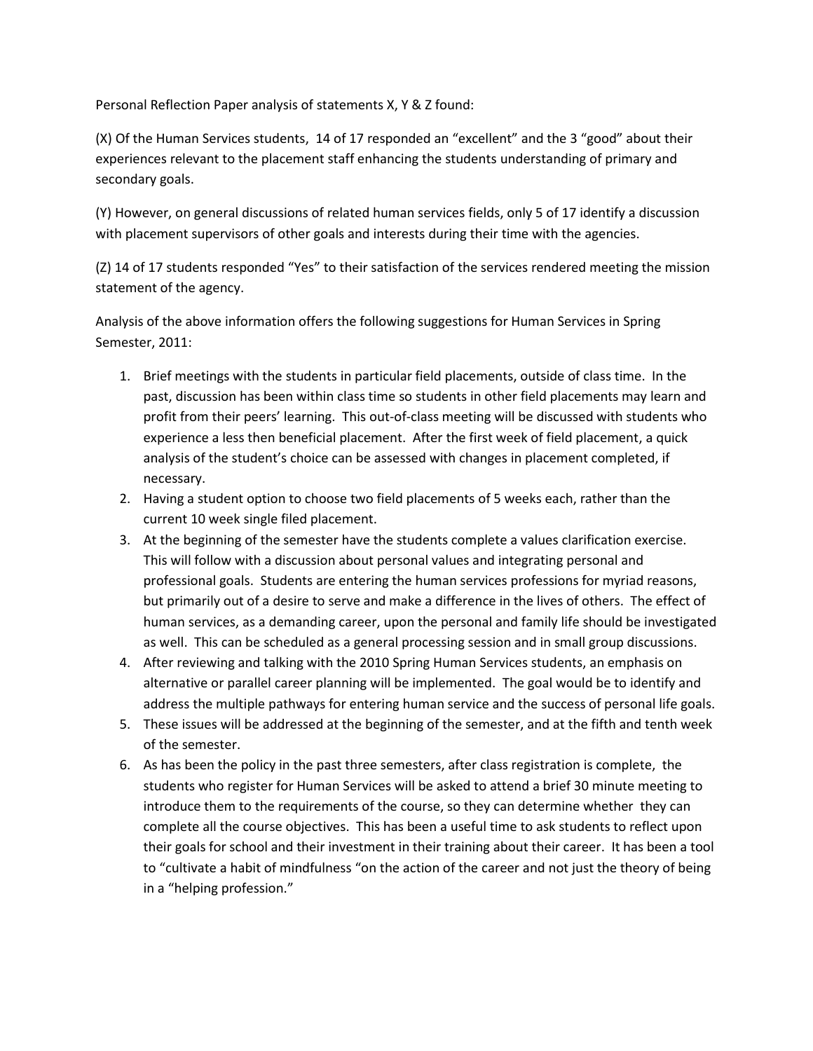Personal Reflection Paper analysis of statements X, Y & Z found:

(X) Of the Human Services students, 14 of 17 responded an "excellent" and the 3 "good" about their experiences relevant to the placement staff enhancing the students understanding of primary and secondary goals.

(Y) However, on general discussions of related human services fields, only 5 of 17 identify a discussion with placement supervisors of other goals and interests during their time with the agencies.

(Z) 14 of 17 students responded "Yes" to their satisfaction of the services rendered meeting the mission statement of the agency.

Analysis of the above information offers the following suggestions for Human Services in Spring Semester, 2011:

1. Brief meetings with the students in particular field placements, outside of class time. In the past, discussion has been within class time so students in other field placements may learn and profit from their peers' learning. This out-of-class meeting will be discussed with students who experience a less then beneficial placement. After the first week of field placement, a quick analysis of the student's choice can be assessed with changes in placement completed, if necessary.
2. Having a student option to choose two field placements of 5 weeks each, rather than the current 10 week single filed placement.
3. At the beginning of the semester have the students complete a values clarification exercise. This will follow with a discussion about personal values and integrating personal and professional goals. Students are entering the human services professions for myriad reasons, but primarily out of a desire to serve and make a difference in the lives of others. The effect of human services, as a demanding career, upon the personal and family life should be investigated as well. This can be scheduled as a general processing session and in small group discussions.
4. After reviewing and talking with the 2010 Spring Human Services students, an emphasis on alternative or parallel career planning will be implemented. The goal would be to identify and address the multiple pathways for entering human service and the success of personal life goals.
5. These issues will be addressed at the beginning of the semester, and at the fifth and tenth week of the semester.
6. As has been the policy in the past three semesters, after class registration is complete, the students who register for Human Services will be asked to attend a brief 30 minute meeting to introduce them to the requirements of the course, so they can determine whether they can complete all the course objectives. This has been a useful time to ask students to reflect upon their goals for school and their investment in their training about their career. It has been a tool to "cultivate a habit of mindfulness "on the action of the career and not just the theory of being in a "helping profession."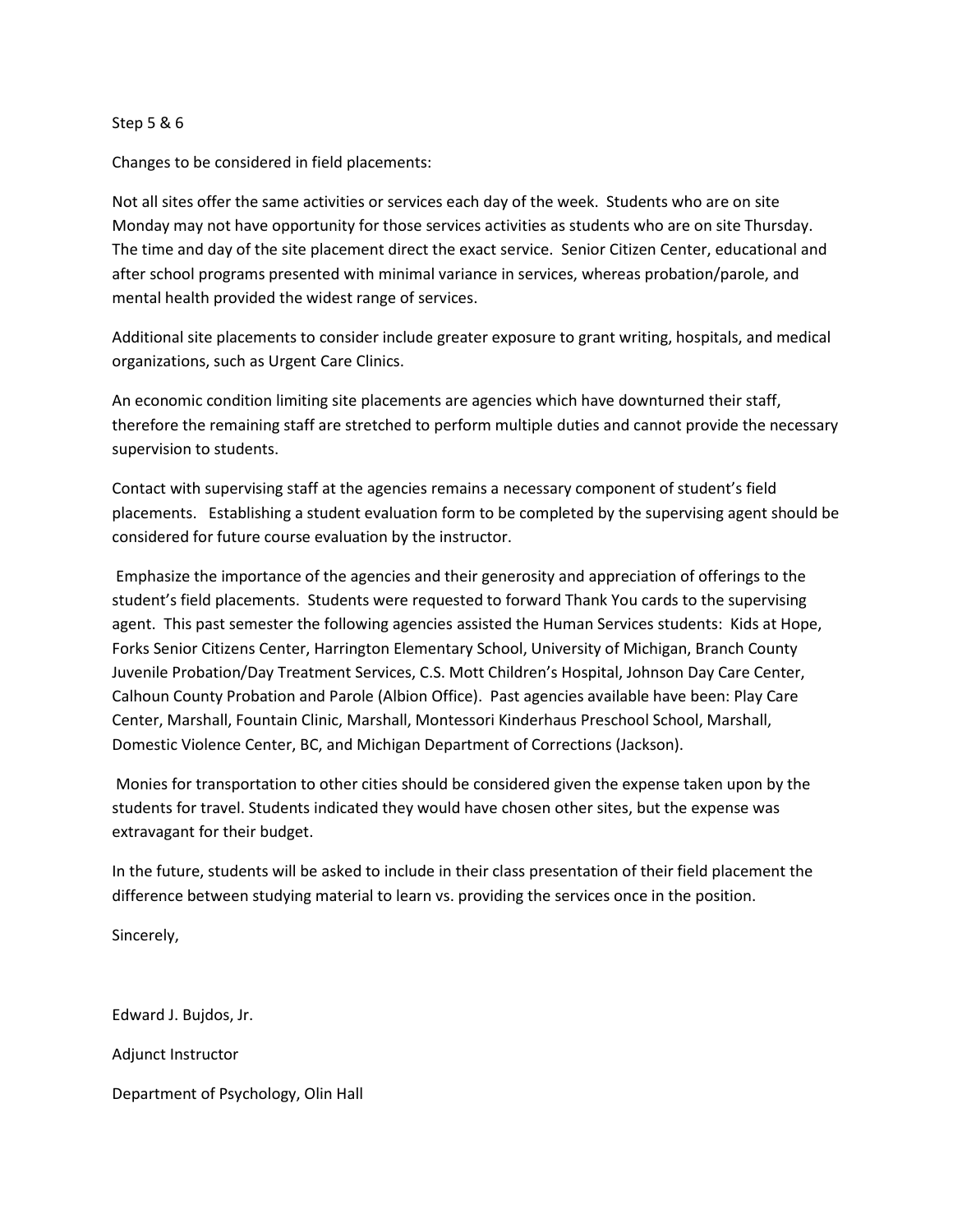Step 5 & 6

Changes to be considered in field placements:

Not all sites offer the same activities or services each day of the week. Students who are on site Monday may not have opportunity for those services activities as students who are on site Thursday. The time and day of the site placement direct the exact service. Senior Citizen Center, educational and after school programs presented with minimal variance in services, whereas probation/parole, and mental health provided the widest range of services.

Additional site placements to consider include greater exposure to grant writing, hospitals, and medical organizations, such as Urgent Care Clinics.

An economic condition limiting site placements are agencies which have downturned their staff, therefore the remaining staff are stretched to perform multiple duties and cannot provide the necessary supervision to students.

Contact with supervising staff at the agencies remains a necessary component of student's field placements. Establishing a student evaluation form to be completed by the supervising agent should be considered for future course evaluation by the instructor.

Emphasize the importance of the agencies and their generosity and appreciation of offerings to the student's field placements. Students were requested to forward Thank You cards to the supervising agent. This past semester the following agencies assisted the Human Services students: Kids at Hope, Forks Senior Citizens Center, Harrington Elementary School, University of Michigan, Branch County Juvenile Probation/Day Treatment Services, C.S. Mott Children's Hospital, Johnson Day Care Center, Calhoun County Probation and Parole (Albion Office). Past agencies available have been: Play Care Center, Marshall, Fountain Clinic, Marshall, Montessori Kinderhaus Preschool School, Marshall, Domestic Violence Center, BC, and Michigan Department of Corrections (Jackson).

Monies for transportation to other cities should be considered given the expense taken upon by the students for travel. Students indicated they would have chosen other sites, but the expense was extravagant for their budget.

In the future, students will be asked to include in their class presentation of their field placement the difference between studying material to learn vs. providing the services once in the position.

Sincerely,

Edward J. Bujdos, Jr.

Adjunct Instructor

Department of Psychology, Olin Hall